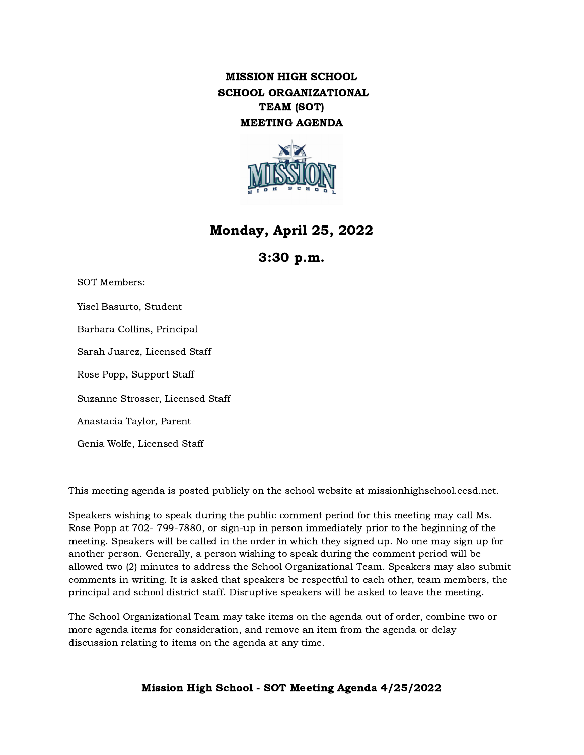# MISSION HIGH SCHOOL SCHOOL ORGANIZATIONAL TEAM (SOT) MEETING AGENDA

## Monday, April 25, 2022

## 3:30 p.m.

SOT Members:

Yisel Basurto, Student

Barbara Collins, Principal

Sarah Juarez, Licensed Staff

Rose Popp, Support Staff

Suzanne Strosser, Licensed Staff

Anastacia Taylor, Parent

Genia Wolfe, Licensed Staff

This meeting agenda is posted publicly on the school website at missionhighschool.ccsd.net.

Speakers wishing to speak during the public comment period for this meeting may call Ms. Rose Popp at 702- 799-7880, or sign-up in person immediately prior to the beginning of the meeting. Speakers will be called in the order in which they signed up. No one may sign up for another person. Generally, a person wishing to speak during the comment period will be allowed two (2) minutes to address the School Organizational Team. Speakers may also submit comments in writing. It is asked that speakers be respectful to each other, team members, the principal and school district staff. Disruptive speakers will be asked to leave the meeting.

The School Organizational Team may take items on the agenda out of order, combine two or more agenda items for consideration, and remove an item from the agenda or delay discussion relating to items on the agenda at any time.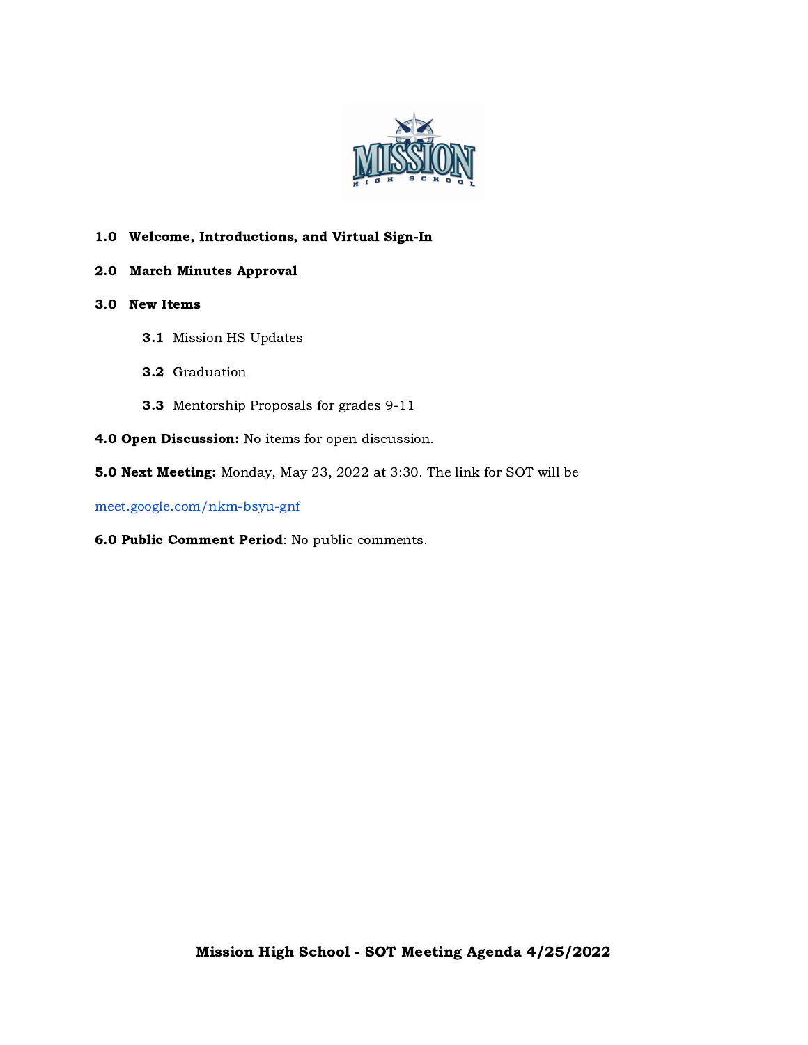**1.0 Welcome, Introductions, and Virtual Sign-In**

**2.0 March Minutes Approval**

**3.0 New Items**

- **3.1** Mission HS Updates
- **3.2** Graduation
- **3.3** Mentorship Proposals for grades 9-11

**4.0 Open Discussion:** No items for open discussion.

**5.0 Next Meeting:** Monday, May 23, 2022 at 3:30. The link for SOT will be

meet.google.com/nkm-bsyu-gnf

**6.0 Public Comment Period**: No public comments.

**Mission High School - SOT Meeting Agenda 4/25/2022**